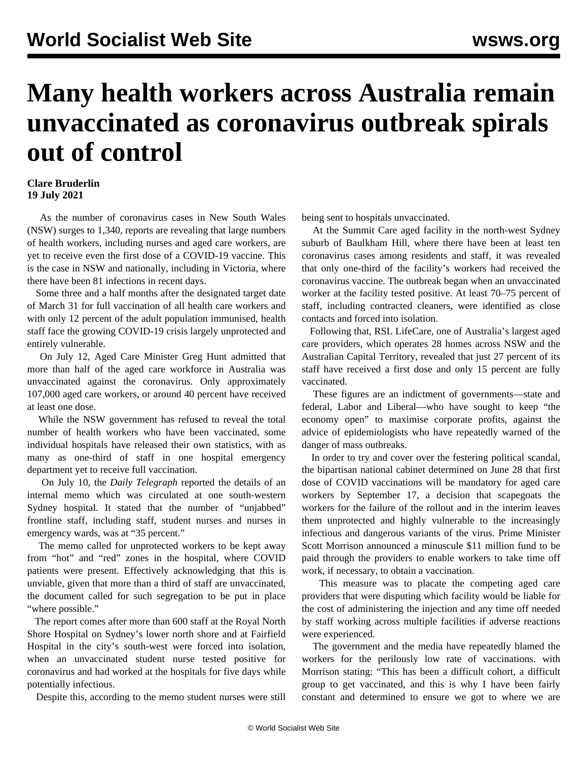# Many health workers across Australia remain unvaccinated as coronavirus outbreak spirals out of control

**Clare Bruderlin**
**19 July 2021**

As the number of coronavirus cases in New South Wales (NSW) surges to 1,340, reports are revealing that large numbers of health workers, including nurses and aged care workers, are yet to receive even the first dose of a COVID-19 vaccine. This is the case in NSW and nationally, including in Victoria, where there have been 81 infections in recent days.

Some three and a half months after the designated target date of March 31 for full vaccination of all health care workers and with only 12 percent of the adult population immunised, health staff face the growing COVID-19 crisis largely unprotected and entirely vulnerable.

On July 12, Aged Care Minister Greg Hunt admitted that more than half of the aged care workforce in Australia was unvaccinated against the coronavirus. Only approximately 107,000 aged care workers, or around 40 percent have received at least one dose.

While the NSW government has refused to reveal the total number of health workers who have been vaccinated, some individual hospitals have released their own statistics, with as many as one-third of staff in one hospital emergency department yet to receive full vaccination.

On July 10, the *Daily Telegraph* reported the details of an internal memo which was circulated at one south-western Sydney hospital. It stated that the number of "unjabbed" frontline staff, including staff, student nurses and nurses in emergency wards, was at "35 percent."

The memo called for unprotected workers to be kept away from "hot" and "red" zones in the hospital, where COVID patients were present. Effectively acknowledging that this is unviable, given that more than a third of staff are unvaccinated, the document called for such segregation to be put in place "where possible."

The report comes after more than 600 staff at the Royal North Shore Hospital on Sydney's lower north shore and at Fairfield Hospital in the city's south-west were forced into isolation, when an unvaccinated student nurse tested positive for coronavirus and had worked at the hospitals for five days while potentially infectious.

Despite this, according to the memo student nurses were still being sent to hospitals unvaccinated.

At the Summit Care aged facility in the north-west Sydney suburb of Baulkham Hill, where there have been at least ten coronavirus cases among residents and staff, it was revealed that only one-third of the facility's workers had received the coronavirus vaccine. The outbreak began when an unvaccinated worker at the facility tested positive. At least 70–75 percent of staff, including contracted cleaners, were identified as close contacts and forced into isolation.

Following that, RSL LifeCare, one of Australia's largest aged care providers, which operates 28 homes across NSW and the Australian Capital Territory, revealed that just 27 percent of its staff have received a first dose and only 15 percent are fully vaccinated.

These figures are an indictment of governments—state and federal, Labor and Liberal—who have sought to keep "the economy open" to maximise corporate profits, against the advice of epidemiologists who have repeatedly warned of the danger of mass outbreaks.

In order to try and cover over the festering political scandal, the bipartisan national cabinet determined on June 28 that first dose of COVID vaccinations will be mandatory for aged care workers by September 17, a decision that scapegoats the workers for the failure of the rollout and in the interim leaves them unprotected and highly vulnerable to the increasingly infectious and dangerous variants of the virus. Prime Minister Scott Morrison announced a minuscule $11 million fund to be paid through the providers to enable workers to take time off work, if necessary, to obtain a vaccination.

This measure was to placate the competing aged care providers that were disputing which facility would be liable for the cost of administering the injection and any time off needed by staff working across multiple facilities if adverse reactions were experienced.

The government and the media have repeatedly blamed the workers for the perilously low rate of vaccinations. with Morrison stating: "This has been a difficult cohort, a difficult group to get vaccinated, and this is why I have been fairly constant and determined to ensure we got to where we are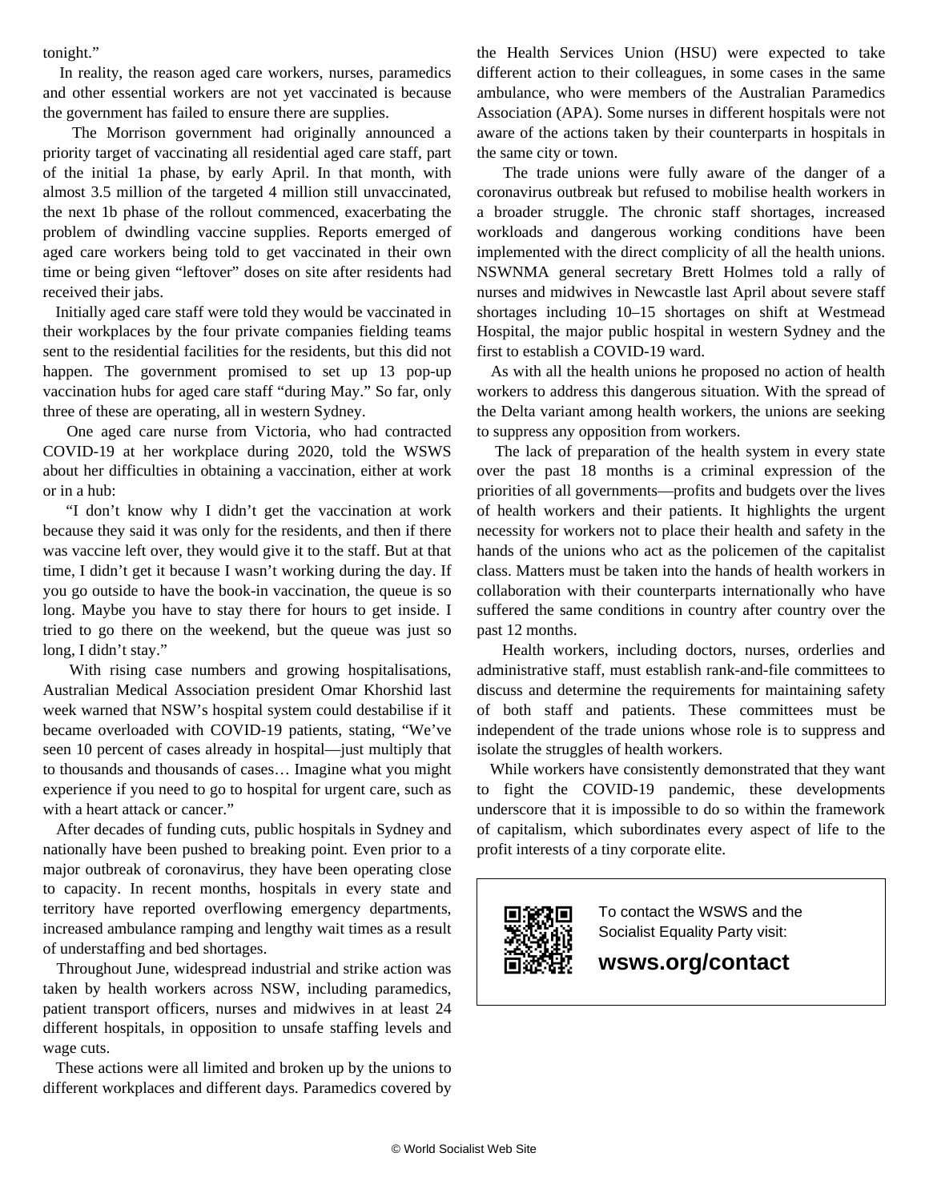tonight."

In reality, the reason aged care workers, nurses, paramedics and other essential workers are not yet vaccinated is because the government has failed to ensure there are supplies.

The Morrison government had originally announced a priority target of vaccinating all residential aged care staff, part of the initial 1a phase, by early April. In that month, with almost 3.5 million of the targeted 4 million still unvaccinated, the next 1b phase of the rollout commenced, exacerbating the problem of dwindling vaccine supplies. Reports emerged of aged care workers being told to get vaccinated in their own time or being given "leftover" doses on site after residents had received their jabs.

Initially aged care staff were told they would be vaccinated in their workplaces by the four private companies fielding teams sent to the residential facilities for the residents, but this did not happen. The government promised to set up 13 pop-up vaccination hubs for aged care staff "during May." So far, only three of these are operating, all in western Sydney.

One aged care nurse from Victoria, who had contracted COVID-19 at her workplace during 2020, told the WSWS about her difficulties in obtaining a vaccination, either at work or in a hub:

"I don't know why I didn't get the vaccination at work because they said it was only for the residents, and then if there was vaccine left over, they would give it to the staff. But at that time, I didn't get it because I wasn't working during the day. If you go outside to have the book-in vaccination, the queue is so long. Maybe you have to stay there for hours to get inside. I tried to go there on the weekend, but the queue was just so long, I didn't stay."

With rising case numbers and growing hospitalisations, Australian Medical Association president Omar Khorshid last week warned that NSW's hospital system could destabilise if it became overloaded with COVID-19 patients, stating, "We've seen 10 percent of cases already in hospital—just multiply that to thousands and thousands of cases… Imagine what you might experience if you need to go to hospital for urgent care, such as with a heart attack or cancer."

After decades of funding cuts, public hospitals in Sydney and nationally have been pushed to breaking point. Even prior to a major outbreak of coronavirus, they have been operating close to capacity. In recent months, hospitals in every state and territory have reported overflowing emergency departments, increased ambulance ramping and lengthy wait times as a result of understaffing and bed shortages.

Throughout June, widespread industrial and strike action was taken by health workers across NSW, including paramedics, patient transport officers, nurses and midwives in at least 24 different hospitals, in opposition to unsafe staffing levels and wage cuts.

These actions were all limited and broken up by the unions to different workplaces and different days. Paramedics covered by the Health Services Union (HSU) were expected to take different action to their colleagues, in some cases in the same ambulance, who were members of the Australian Paramedics Association (APA). Some nurses in different hospitals were not aware of the actions taken by their counterparts in hospitals in the same city or town.

The trade unions were fully aware of the danger of a coronavirus outbreak but refused to mobilise health workers in a broader struggle. The chronic staff shortages, increased workloads and dangerous working conditions have been implemented with the direct complicity of all the health unions. NSWNMA general secretary Brett Holmes told a rally of nurses and midwives in Newcastle last April about severe staff shortages including 10–15 shortages on shift at Westmead Hospital, the major public hospital in western Sydney and the first to establish a COVID-19 ward.

As with all the health unions he proposed no action of health workers to address this dangerous situation. With the spread of the Delta variant among health workers, the unions are seeking to suppress any opposition from workers.

The lack of preparation of the health system in every state over the past 18 months is a criminal expression of the priorities of all governments—profits and budgets over the lives of health workers and their patients. It highlights the urgent necessity for workers not to place their health and safety in the hands of the unions who act as the policemen of the capitalist class. Matters must be taken into the hands of health workers in collaboration with their counterparts internationally who have suffered the same conditions in country after country over the past 12 months.

Health workers, including doctors, nurses, orderlies and administrative staff, must establish rank-and-file committees to discuss and determine the requirements for maintaining safety of both staff and patients. These committees must be independent of the trade unions whose role is to suppress and isolate the struggles of health workers.

While workers have consistently demonstrated that they want to fight the COVID-19 pandemic, these developments underscore that it is impossible to do so within the framework of capitalism, which subordinates every aspect of life to the profit interests of a tiny corporate elite.

To contact the WSWS and the Socialist Equality Party visit:

**wsws.org/contact**